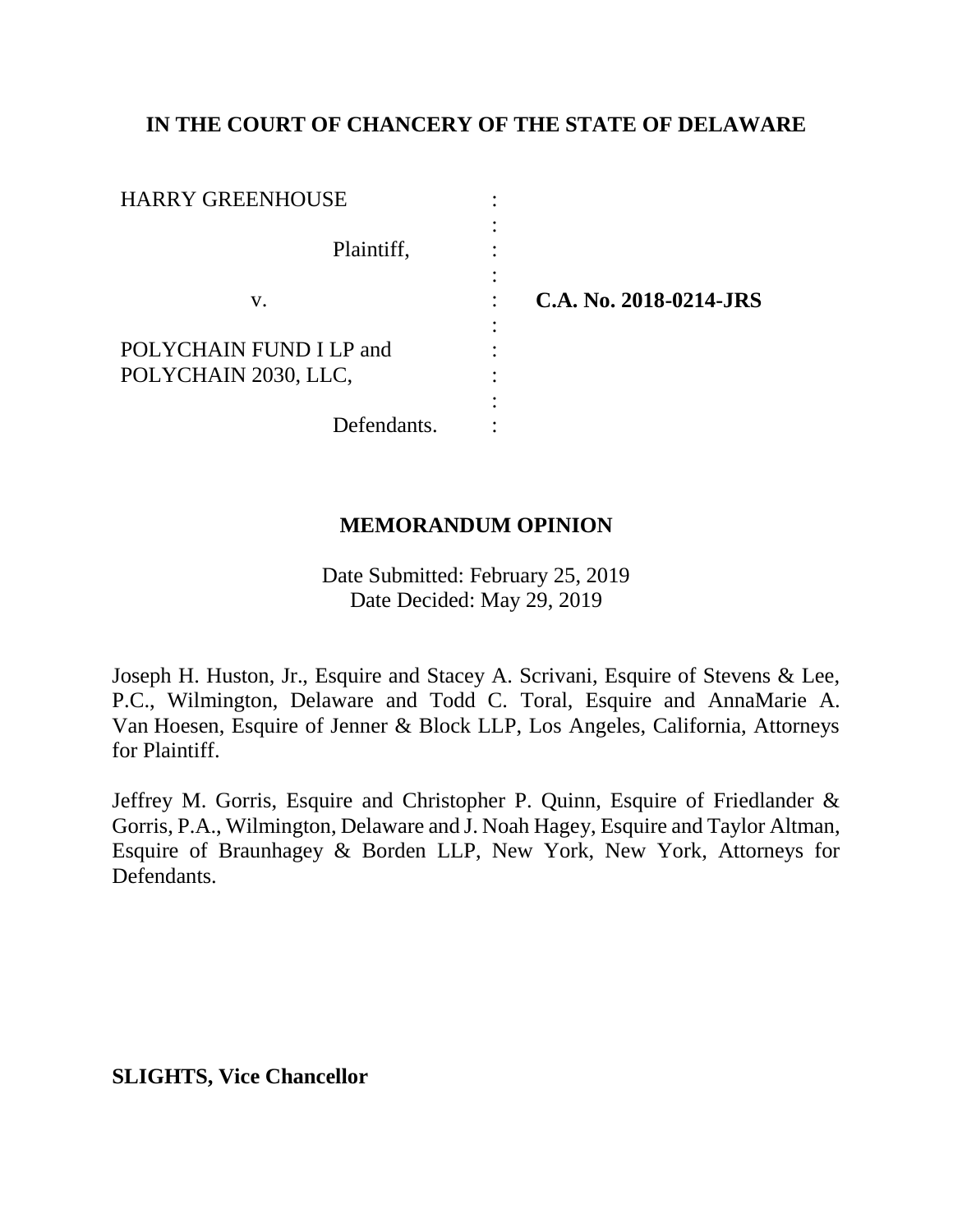**IN THE COURT OF CHANCERY OF THE STATE OF DELAWARE**

| | | |
|---|---|---|
| HARRY GREENHOUSE | : | |
| | : | |
| Plaintiff, | : | |
| | : | |
| v. | : | **C.A. No. 2018-0214-JRS** |
| | : | |
| POLYCHAIN FUND I LP and POLYCHAIN 2030, LLC, | : | |
| | : | |
| Defendants. | : | |

**MEMORANDUM OPINION**

Date Submitted: February 25, 2019
Date Decided: May 29, 2019

Joseph H. Huston, Jr., Esquire and Stacey A. Scrivani, Esquire of Stevens & Lee, P.C., Wilmington, Delaware and Todd C. Toral, Esquire and AnnaMarie A. Van Hoesen, Esquire of Jenner & Block LLP, Los Angeles, California, Attorneys for Plaintiff.

Jeffrey M. Gorris, Esquire and Christopher P. Quinn, Esquire of Friedlander & Gorris, P.A., Wilmington, Delaware and J. Noah Hagey, Esquire and Taylor Altman, Esquire of Braunhagey & Borden LLP, New York, New York, Attorneys for Defendants.

**SLIGHTS, Vice Chancellor**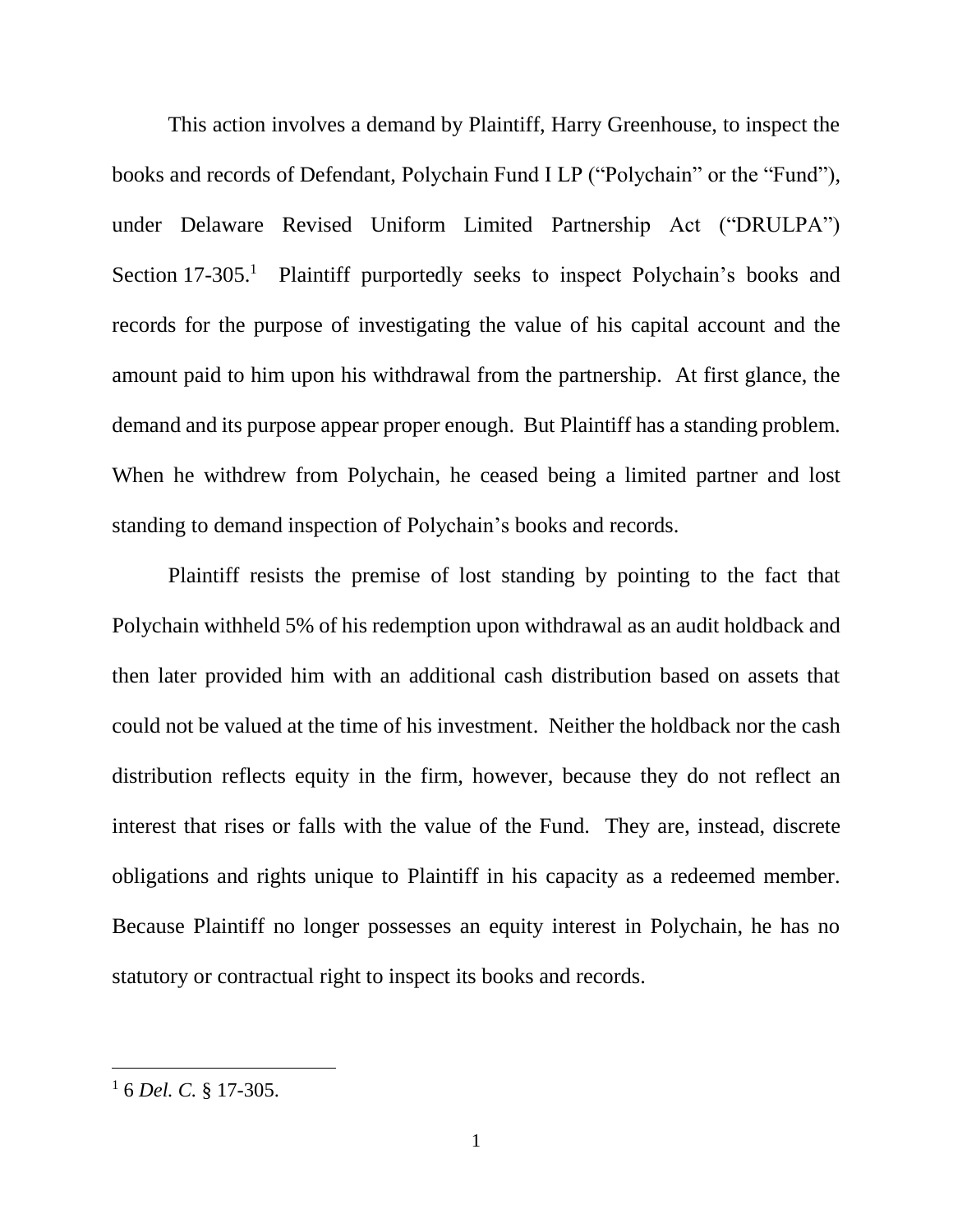This action involves a demand by Plaintiff, Harry Greenhouse, to inspect the books and records of Defendant, Polychain Fund I LP ("Polychain" or the "Fund"), under Delaware Revised Uniform Limited Partnership Act ("DRULPA") Section 17-305.[1] Plaintiff purportedly seeks to inspect Polychain's books and records for the purpose of investigating the value of his capital account and the amount paid to him upon his withdrawal from the partnership. At first glance, the demand and its purpose appear proper enough. But Plaintiff has a standing problem. When he withdrew from Polychain, he ceased being a limited partner and lost standing to demand inspection of Polychain's books and records.

Plaintiff resists the premise of lost standing by pointing to the fact that Polychain withheld 5% of his redemption upon withdrawal as an audit holdback and then later provided him with an additional cash distribution based on assets that could not be valued at the time of his investment. Neither the holdback nor the cash distribution reflects equity in the firm, however, because they do not reflect an interest that rises or falls with the value of the Fund. They are, instead, discrete obligations and rights unique to Plaintiff in his capacity as a redeemed member. Because Plaintiff no longer possesses an equity interest in Polychain, he has no statutory or contractual right to inspect its books and records.

---

[1] 6 *Del. C.* § 17-305.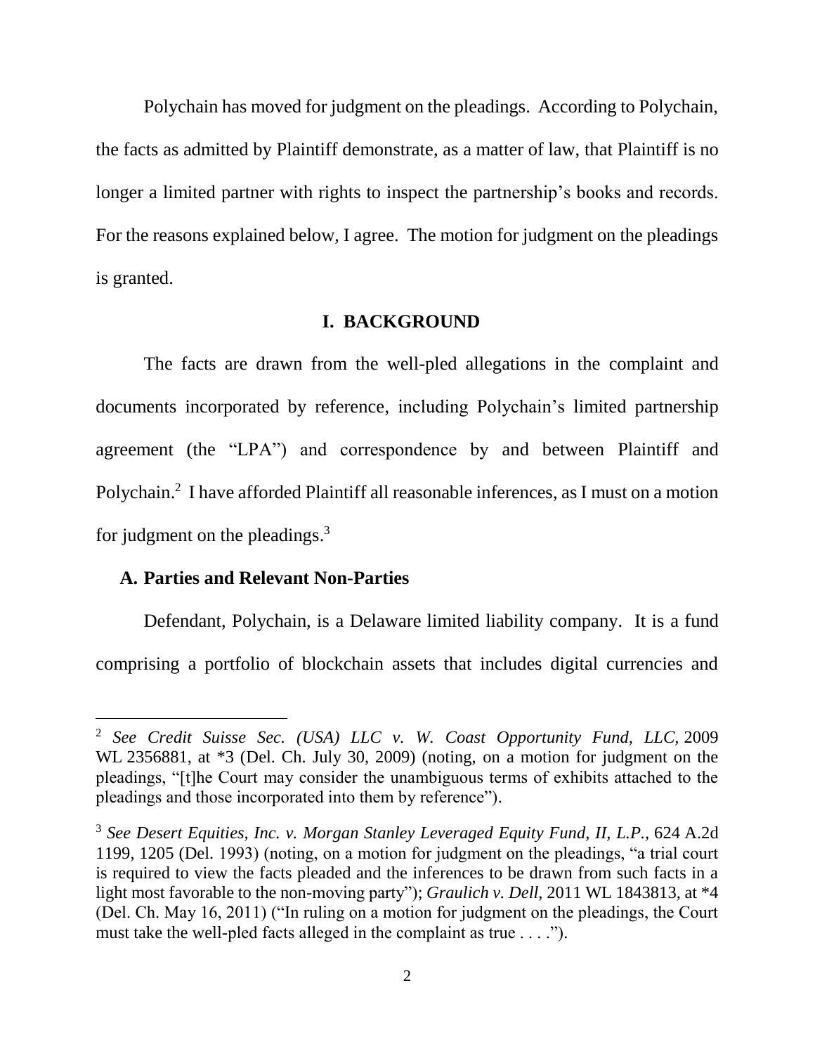Polychain has moved for judgment on the pleadings. According to Polychain, the facts as admitted by Plaintiff demonstrate, as a matter of law, that Plaintiff is no longer a limited partner with rights to inspect the partnership's books and records. For the reasons explained below, I agree. The motion for judgment on the pleadings is granted.

## I. BACKGROUND

The facts are drawn from the well-pled allegations in the complaint and documents incorporated by reference, including Polychain's limited partnership agreement (the "LPA") and correspondence by and between Plaintiff and Polychain.[2] I have afforded Plaintiff all reasonable inferences, as I must on a motion for judgment on the pleadings.[3]

### A. Parties and Relevant Non-Parties

Defendant, Polychain, is a Delaware limited liability company. It is a fund comprising a portfolio of blockchain assets that includes digital currencies and

---

[2] *See Credit Suisse Sec. (USA) LLC v. W. Coast Opportunity Fund, LLC*, 2009 WL 2356881, at *3 (Del. Ch. July 30, 2009) (noting, on a motion for judgment on the pleadings, "[t]he Court may consider the unambiguous terms of exhibits attached to the pleadings and those incorporated into them by reference").

[3] *See Desert Equities, Inc. v. Morgan Stanley Leveraged Equity Fund, II, L.P.*, 624 A.2d 1199, 1205 (Del. 1993) (noting, on a motion for judgment on the pleadings, "a trial court is required to view the facts pleaded and the inferences to be drawn from such facts in a light most favorable to the non-moving party"); *Graulich v. Dell*, 2011 WL 1843813, at *4 (Del. Ch. May 16, 2011) ("In ruling on a motion for judgment on the pleadings, the Court must take the well-pled facts alleged in the complaint as true . . . .").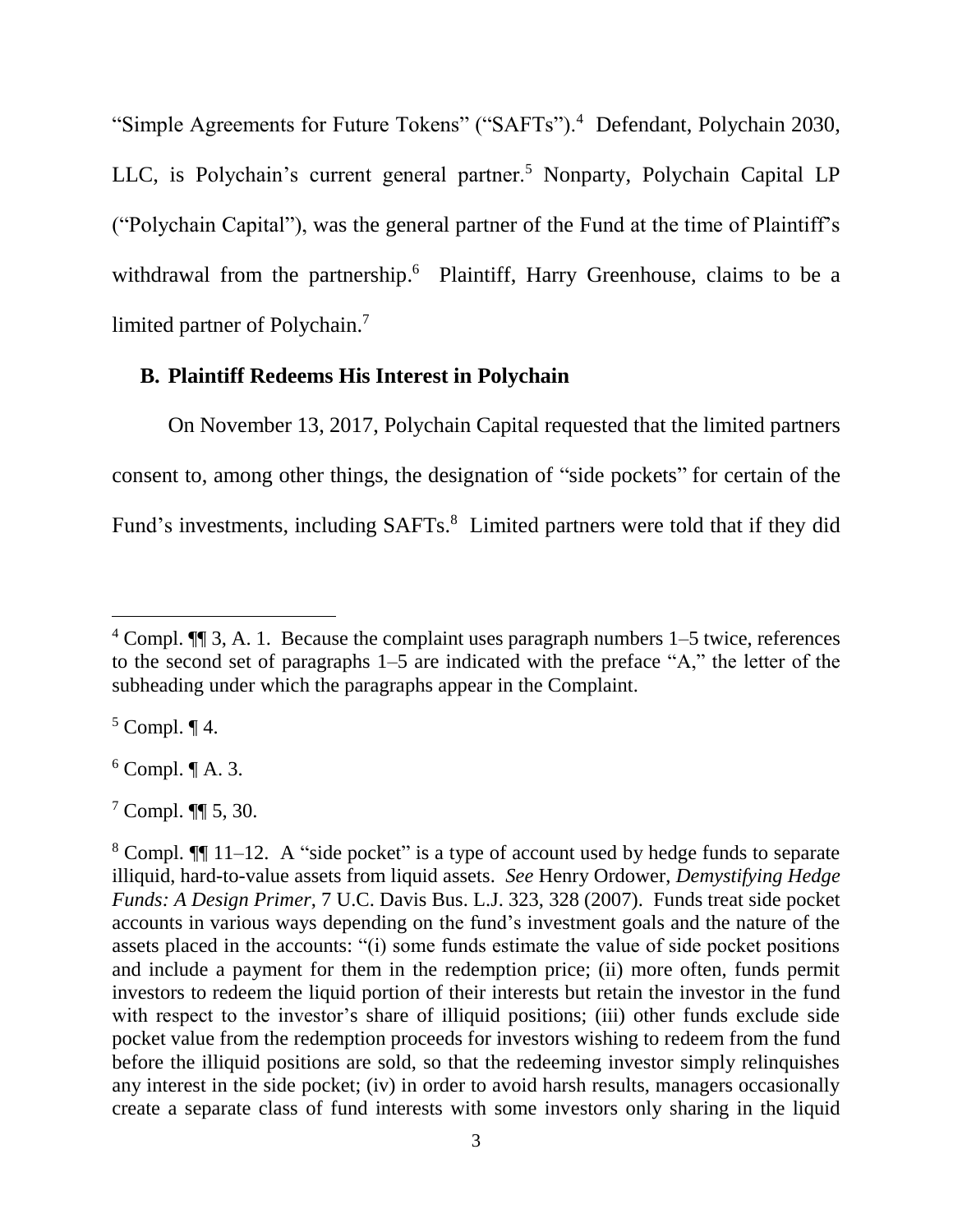"Simple Agreements for Future Tokens" ("SAFTs").[4] Defendant, Polychain 2030, LLC, is Polychain's current general partner.[5] Nonparty, Polychain Capital LP ("Polychain Capital"), was the general partner of the Fund at the time of Plaintiff's withdrawal from the partnership.[6] Plaintiff, Harry Greenhouse, claims to be a limited partner of Polychain.[7]

### B. Plaintiff Redeems His Interest in Polychain

On November 13, 2017, Polychain Capital requested that the limited partners consent to, among other things, the designation of "side pockets" for certain of the Fund's investments, including SAFTs.[8] Limited partners were told that if they did

---

[4] Compl. ¶¶ 3, A. 1. Because the complaint uses paragraph numbers 1–5 twice, references to the second set of paragraphs 1–5 are indicated with the preface "A," the letter of the subheading under which the paragraphs appear in the Complaint.

[5] Compl. ¶ 4.

[6] Compl. ¶ A. 3.

[7] Compl. ¶¶ 5, 30.

[8] Compl. ¶¶ 11–12. A "side pocket" is a type of account used by hedge funds to separate illiquid, hard-to-value assets from liquid assets. *See* Henry Ordower, *Demystifying Hedge Funds: A Design Primer*, 7 U.C. Davis Bus. L.J. 323, 328 (2007). Funds treat side pocket accounts in various ways depending on the fund's investment goals and the nature of the assets placed in the accounts: "(i) some funds estimate the value of side pocket positions and include a payment for them in the redemption price; (ii) more often, funds permit investors to redeem the liquid portion of their interests but retain the investor in the fund with respect to the investor's share of illiquid positions; (iii) other funds exclude side pocket value from the redemption proceeds for investors wishing to redeem from the fund before the illiquid positions are sold, so that the redeeming investor simply relinquishes any interest in the side pocket; (iv) in order to avoid harsh results, managers occasionally create a separate class of fund interests with some investors only sharing in the liquid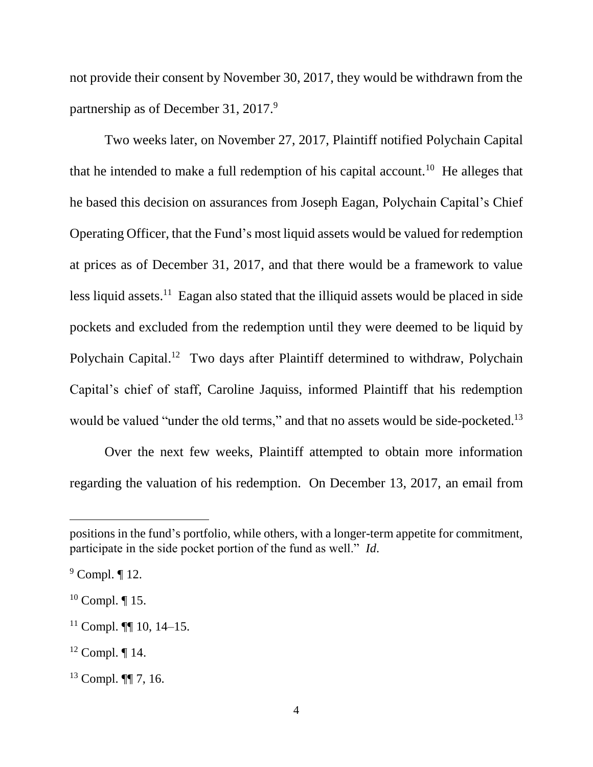not provide their consent by November 30, 2017, they would be withdrawn from the partnership as of December 31, 2017.[9]

Two weeks later, on November 27, 2017, Plaintiff notified Polychain Capital that he intended to make a full redemption of his capital account.[10] He alleges that he based this decision on assurances from Joseph Eagan, Polychain Capital's Chief Operating Officer, that the Fund's most liquid assets would be valued for redemption at prices as of December 31, 2017, and that there would be a framework to value less liquid assets.[11] Eagan also stated that the illiquid assets would be placed in side pockets and excluded from the redemption until they were deemed to be liquid by Polychain Capital.[12] Two days after Plaintiff determined to withdraw, Polychain Capital's chief of staff, Caroline Jaquiss, informed Plaintiff that his redemption would be valued "under the old terms," and that no assets would be side-pocketed.[13]

Over the next few weeks, Plaintiff attempted to obtain more information regarding the valuation of his redemption. On December 13, 2017, an email from

---

positions in the fund's portfolio, while others, with a longer-term appetite for commitment, participate in the side pocket portion of the fund as well." *Id.*

[9] Compl. ¶ 12.

[10] Compl. ¶ 15.

[11] Compl. ¶¶ 10, 14–15.

[12] Compl. ¶ 14.

[13] Compl. ¶¶ 7, 16.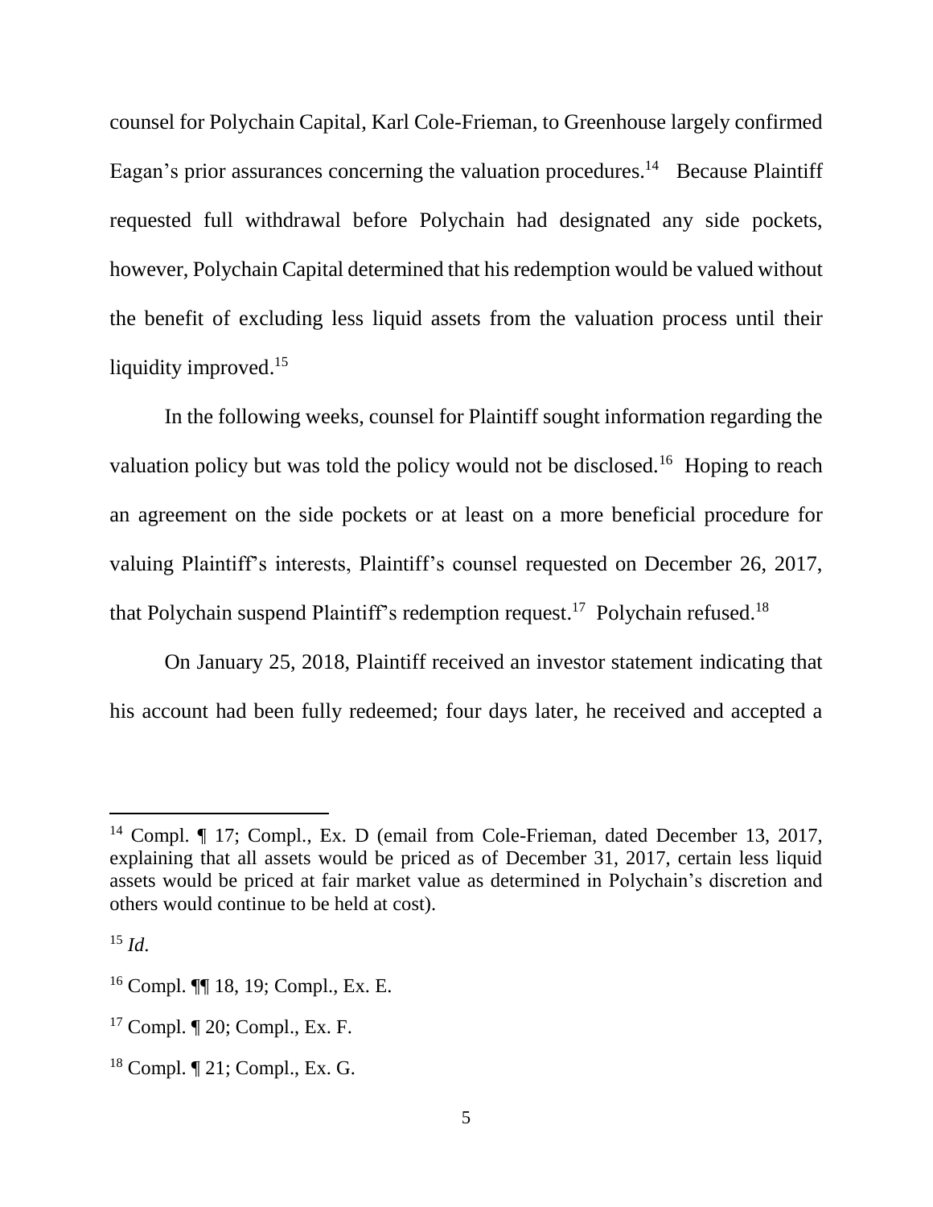counsel for Polychain Capital, Karl Cole-Frieman, to Greenhouse largely confirmed Eagan's prior assurances concerning the valuation procedures.[14] Because Plaintiff requested full withdrawal before Polychain had designated any side pockets, however, Polychain Capital determined that his redemption would be valued without the benefit of excluding less liquid assets from the valuation process until their liquidity improved.[15]

In the following weeks, counsel for Plaintiff sought information regarding the valuation policy but was told the policy would not be disclosed.[16] Hoping to reach an agreement on the side pockets or at least on a more beneficial procedure for valuing Plaintiff's interests, Plaintiff's counsel requested on December 26, 2017, that Polychain suspend Plaintiff's redemption request.[17] Polychain refused.[18]

On January 25, 2018, Plaintiff received an investor statement indicating that his account had been fully redeemed; four days later, he received and accepted a

---

[14] Compl. ¶ 17; Compl., Ex. D (email from Cole-Frieman, dated December 13, 2017, explaining that all assets would be priced as of December 31, 2017, certain less liquid assets would be priced at fair market value as determined in Polychain's discretion and others would continue to be held at cost).

[15] *Id*.

[16] Compl. ¶¶ 18, 19; Compl., Ex. E.

[17] Compl. ¶ 20; Compl., Ex. F.

[18] Compl. ¶ 21; Compl., Ex. G.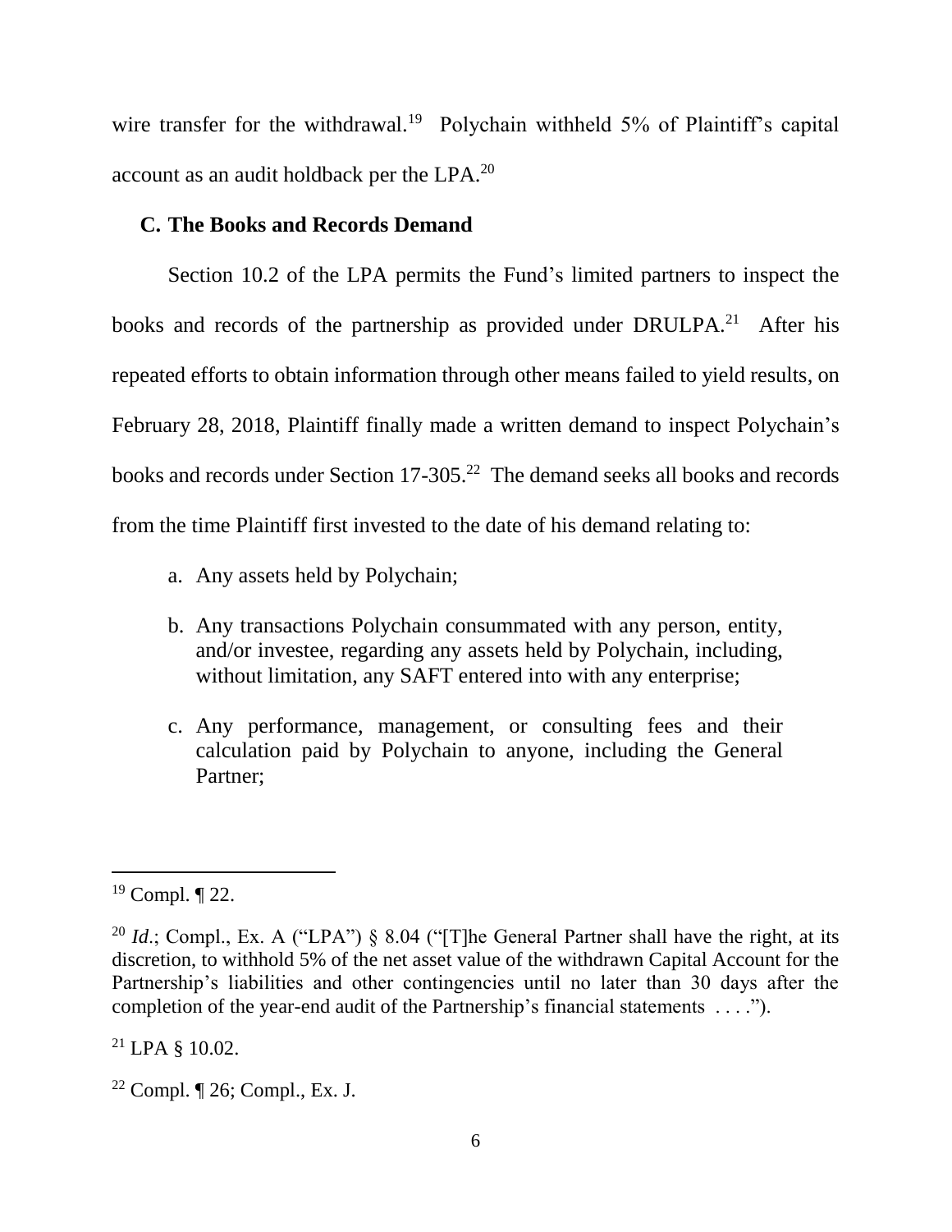wire transfer for the withdrawal.[19] Polychain withheld 5% of Plaintiff's capital account as an audit holdback per the LPA.[20]

### C. The Books and Records Demand

Section 10.2 of the LPA permits the Fund's limited partners to inspect the books and records of the partnership as provided under DRULPA.[21] After his repeated efforts to obtain information through other means failed to yield results, on February 28, 2018, Plaintiff finally made a written demand to inspect Polychain's books and records under Section 17-305.[22] The demand seeks all books and records from the time Plaintiff first invested to the date of his demand relating to:

a. Any assets held by Polychain;

b. Any transactions Polychain consummated with any person, entity, and/or investee, regarding any assets held by Polychain, including, without limitation, any SAFT entered into with any enterprise;

c. Any performance, management, or consulting fees and their calculation paid by Polychain to anyone, including the General Partner;

---

[19] Compl. ¶ 22.

[20] *Id*.; Compl., Ex. A ("LPA") § 8.04 ("[T]he General Partner shall have the right, at its discretion, to withhold 5% of the net asset value of the withdrawn Capital Account for the Partnership's liabilities and other contingencies until no later than 30 days after the completion of the year-end audit of the Partnership's financial statements . . . .").

[21] LPA § 10.02.

[22] Compl. ¶ 26; Compl., Ex. J.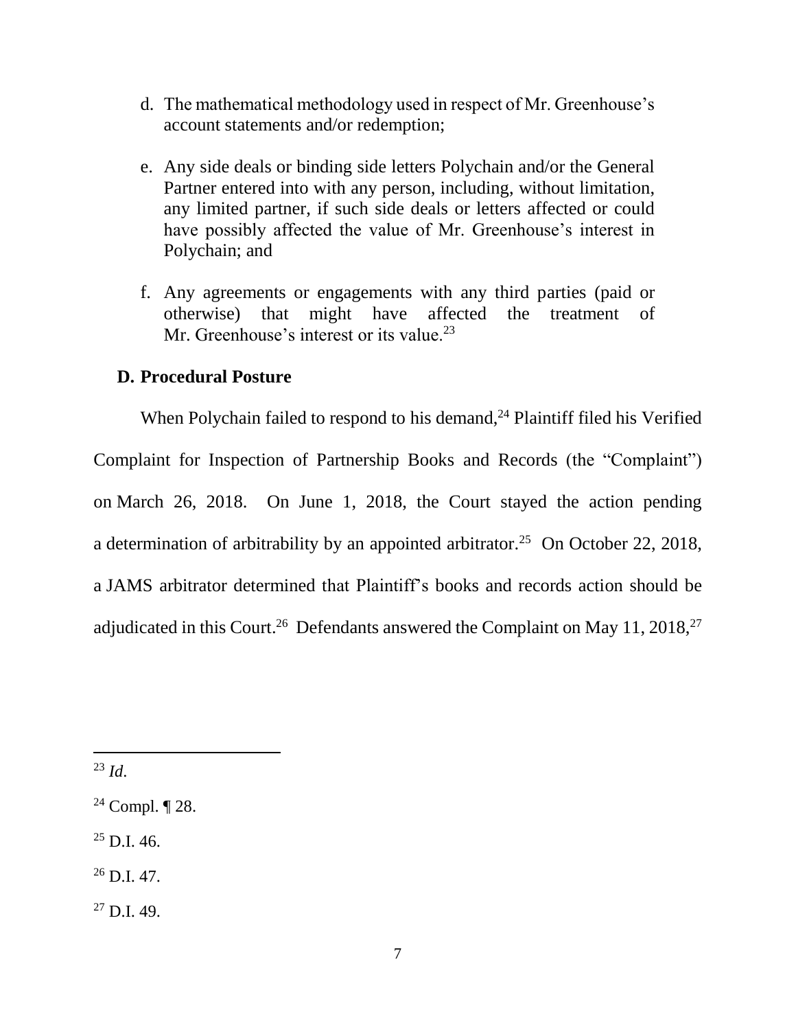d. The mathematical methodology used in respect of Mr. Greenhouse's account statements and/or redemption;

e. Any side deals or binding side letters Polychain and/or the General Partner entered into with any person, including, without limitation, any limited partner, if such side deals or letters affected or could have possibly affected the value of Mr. Greenhouse's interest in Polychain; and

f. Any agreements or engagements with any third parties (paid or otherwise) that might have affected the treatment of Mr. Greenhouse's interest or its value.[23]

### D. Procedural Posture

When Polychain failed to respond to his demand,[24] Plaintiff filed his Verified Complaint for Inspection of Partnership Books and Records (the "Complaint") on March 26, 2018. On June 1, 2018, the Court stayed the action pending a determination of arbitrability by an appointed arbitrator.[25] On October 22, 2018, a JAMS arbitrator determined that Plaintiff's books and records action should be adjudicated in this Court.[26] Defendants answered the Complaint on May 11, 2018,[27]

---

[23] *Id*.

[24] Compl. ¶ 28.

[25] D.I. 46.

[26] D.I. 47.

[27] D.I. 49.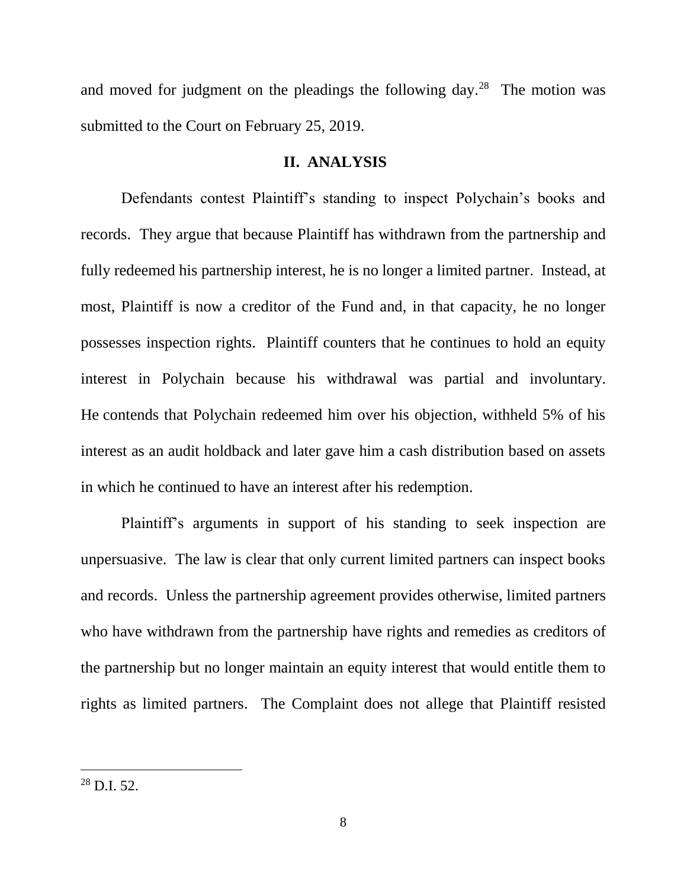and moved for judgment on the pleadings the following day.[28] The motion was submitted to the Court on February 25, 2019.

## II. ANALYSIS

Defendants contest Plaintiff's standing to inspect Polychain's books and records. They argue that because Plaintiff has withdrawn from the partnership and fully redeemed his partnership interest, he is no longer a limited partner. Instead, at most, Plaintiff is now a creditor of the Fund and, in that capacity, he no longer possesses inspection rights. Plaintiff counters that he continues to hold an equity interest in Polychain because his withdrawal was partial and involuntary. He contends that Polychain redeemed him over his objection, withheld 5% of his interest as an audit holdback and later gave him a cash distribution based on assets in which he continued to have an interest after his redemption.

Plaintiff's arguments in support of his standing to seek inspection are unpersuasive. The law is clear that only current limited partners can inspect books and records. Unless the partnership agreement provides otherwise, limited partners who have withdrawn from the partnership have rights and remedies as creditors of the partnership but no longer maintain an equity interest that would entitle them to rights as limited partners. The Complaint does not allege that Plaintiff resisted

---

[28] D.I. 52.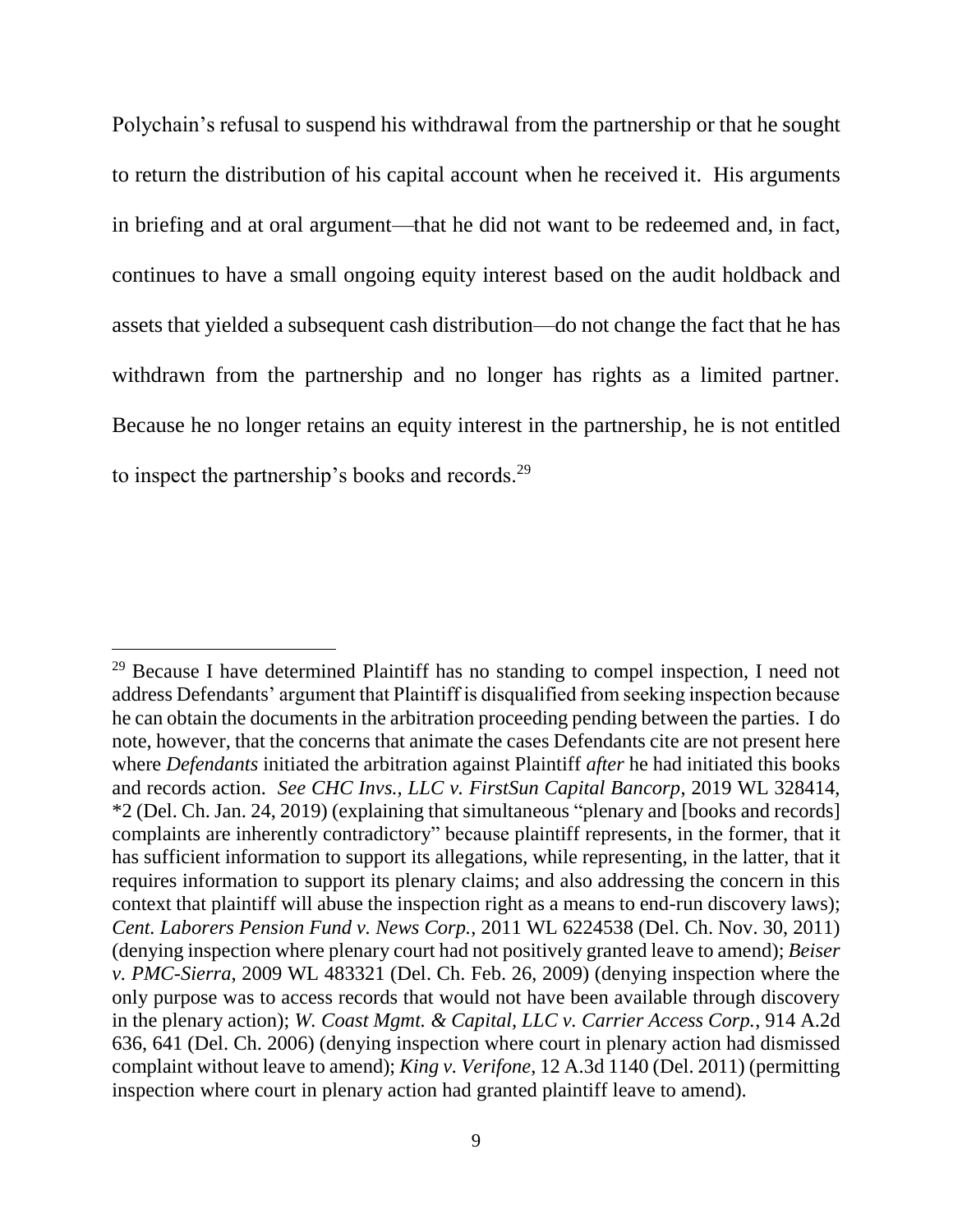Polychain's refusal to suspend his withdrawal from the partnership or that he sought to return the distribution of his capital account when he received it. His arguments in briefing and at oral argument—that he did not want to be redeemed and, in fact, continues to have a small ongoing equity interest based on the audit holdback and assets that yielded a subsequent cash distribution—do not change the fact that he has withdrawn from the partnership and no longer has rights as a limited partner. Because he no longer retains an equity interest in the partnership, he is not entitled to inspect the partnership's books and records.[29]

---

[29] Because I have determined Plaintiff has no standing to compel inspection, I need not address Defendants' argument that Plaintiff is disqualified from seeking inspection because he can obtain the documents in the arbitration proceeding pending between the parties. I do note, however, that the concerns that animate the cases Defendants cite are not present here where *Defendants* initiated the arbitration against Plaintiff *after* he had initiated this books and records action. *See CHC Invs., LLC v. FirstSun Capital Bancorp*, 2019 WL 328414, *2 (Del. Ch. Jan. 24, 2019) (explaining that simultaneous "plenary and [books and records] complaints are inherently contradictory" because plaintiff represents, in the former, that it has sufficient information to support its allegations, while representing, in the latter, that it requires information to support its plenary claims; and also addressing the concern in this context that plaintiff will abuse the inspection right as a means to end-run discovery laws); *Cent. Laborers Pension Fund v. News Corp.*, 2011 WL 6224538 (Del. Ch. Nov. 30, 2011) (denying inspection where plenary court had not positively granted leave to amend); *Beiser v. PMC-Sierra*, 2009 WL 483321 (Del. Ch. Feb. 26, 2009) (denying inspection where the only purpose was to access records that would not have been available through discovery in the plenary action); *W. Coast Mgmt. & Capital, LLC v. Carrier Access Corp.*, 914 A.2d 636, 641 (Del. Ch. 2006) (denying inspection where court in plenary action had dismissed complaint without leave to amend); *King v. Verifone*, 12 A.3d 1140 (Del. 2011) (permitting inspection where court in plenary action had granted plaintiff leave to amend).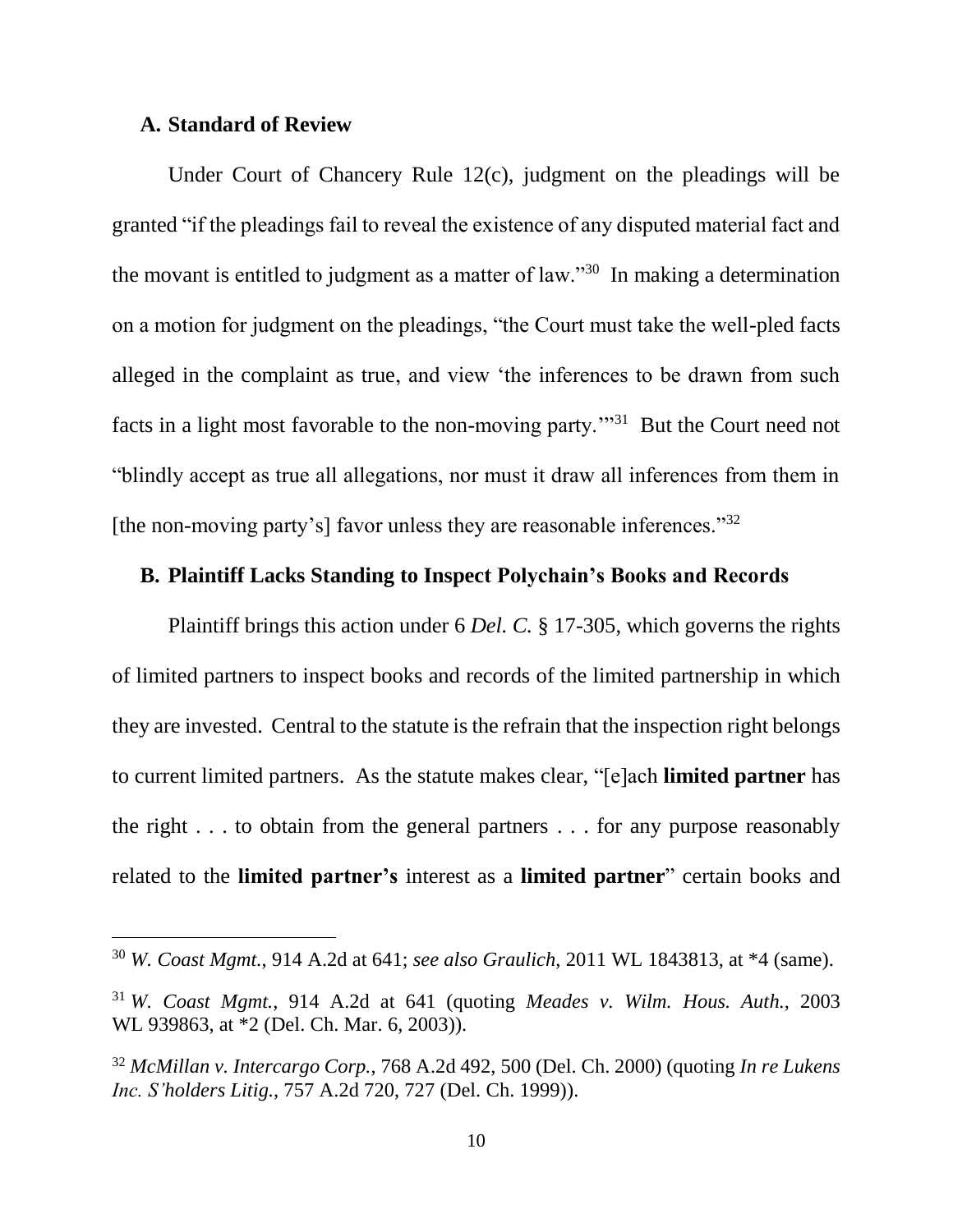### A. Standard of Review

Under Court of Chancery Rule 12(c), judgment on the pleadings will be granted "if the pleadings fail to reveal the existence of any disputed material fact and the movant is entitled to judgment as a matter of law."[30] In making a determination on a motion for judgment on the pleadings, "the Court must take the well-pled facts alleged in the complaint as true, and view 'the inferences to be drawn from such facts in a light most favorable to the non-moving party.'"[31] But the Court need not "blindly accept as true all allegations, nor must it draw all inferences from them in [the non-moving party's] favor unless they are reasonable inferences."[32]

### B. Plaintiff Lacks Standing to Inspect Polychain's Books and Records

Plaintiff brings this action under 6 *Del. C.* § 17-305, which governs the rights of limited partners to inspect books and records of the limited partnership in which they are invested. Central to the statute is the refrain that the inspection right belongs to current limited partners. As the statute makes clear, "[e]ach **limited partner** has the right . . . to obtain from the general partners . . . for any purpose reasonably related to the **limited partner's** interest as a **limited partner**" certain books and

---

[30] *W. Coast Mgmt.*, 914 A.2d at 641; *see also Graulich*, 2011 WL 1843813, at *4 (same).

[31] *W. Coast Mgmt.*, 914 A.2d at 641 (quoting *Meades v. Wilm. Hous. Auth.*, 2003 WL 939863, at *2 (Del. Ch. Mar. 6, 2003)).

[32] *McMillan v. Intercargo Corp.*, 768 A.2d 492, 500 (Del. Ch. 2000) (quoting *In re Lukens Inc. S'holders Litig.*, 757 A.2d 720, 727 (Del. Ch. 1999)).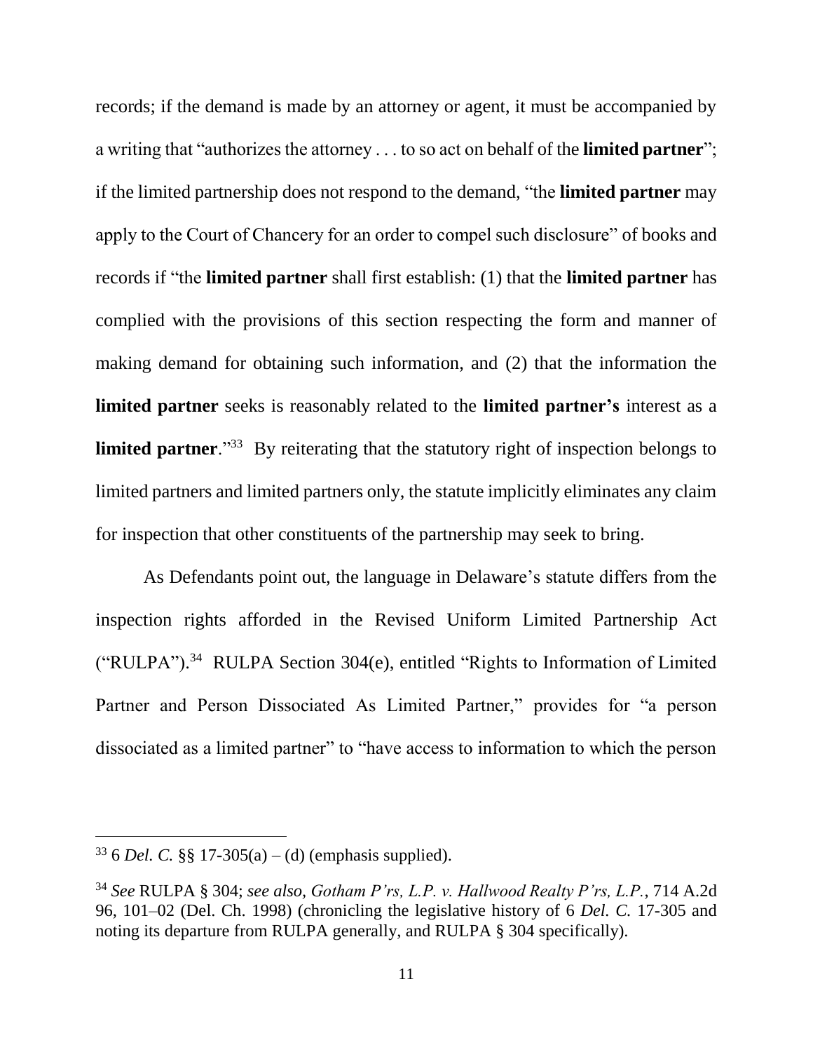records; if the demand is made by an attorney or agent, it must be accompanied by a writing that "authorizes the attorney . . . to so act on behalf of the **limited partner**"; if the limited partnership does not respond to the demand, "the **limited partner** may apply to the Court of Chancery for an order to compel such disclosure" of books and records if "the **limited partner** shall first establish: (1) that the **limited partner** has complied with the provisions of this section respecting the form and manner of making demand for obtaining such information, and (2) that the information the **limited partner** seeks is reasonably related to the **limited partner's** interest as a **limited partner**."[33] By reiterating that the statutory right of inspection belongs to limited partners and limited partners only, the statute implicitly eliminates any claim for inspection that other constituents of the partnership may seek to bring.

As Defendants point out, the language in Delaware's statute differs from the inspection rights afforded in the Revised Uniform Limited Partnership Act ("RULPA").[34] RULPA Section 304(e), entitled "Rights to Information of Limited Partner and Person Dissociated As Limited Partner," provides for "a person dissociated as a limited partner" to "have access to information to which the person

---

[33] 6 *Del. C.* §§ 17-305(a) – (d) (emphasis supplied).

[34] *See* RULPA § 304; *see also*, *Gotham P'rs, L.P. v. Hallwood Realty P'rs, L.P.*, 714 A.2d 96, 101–02 (Del. Ch. 1998) (chronicling the legislative history of 6 *Del. C.* 17-305 and noting its departure from RULPA generally, and RULPA § 304 specifically).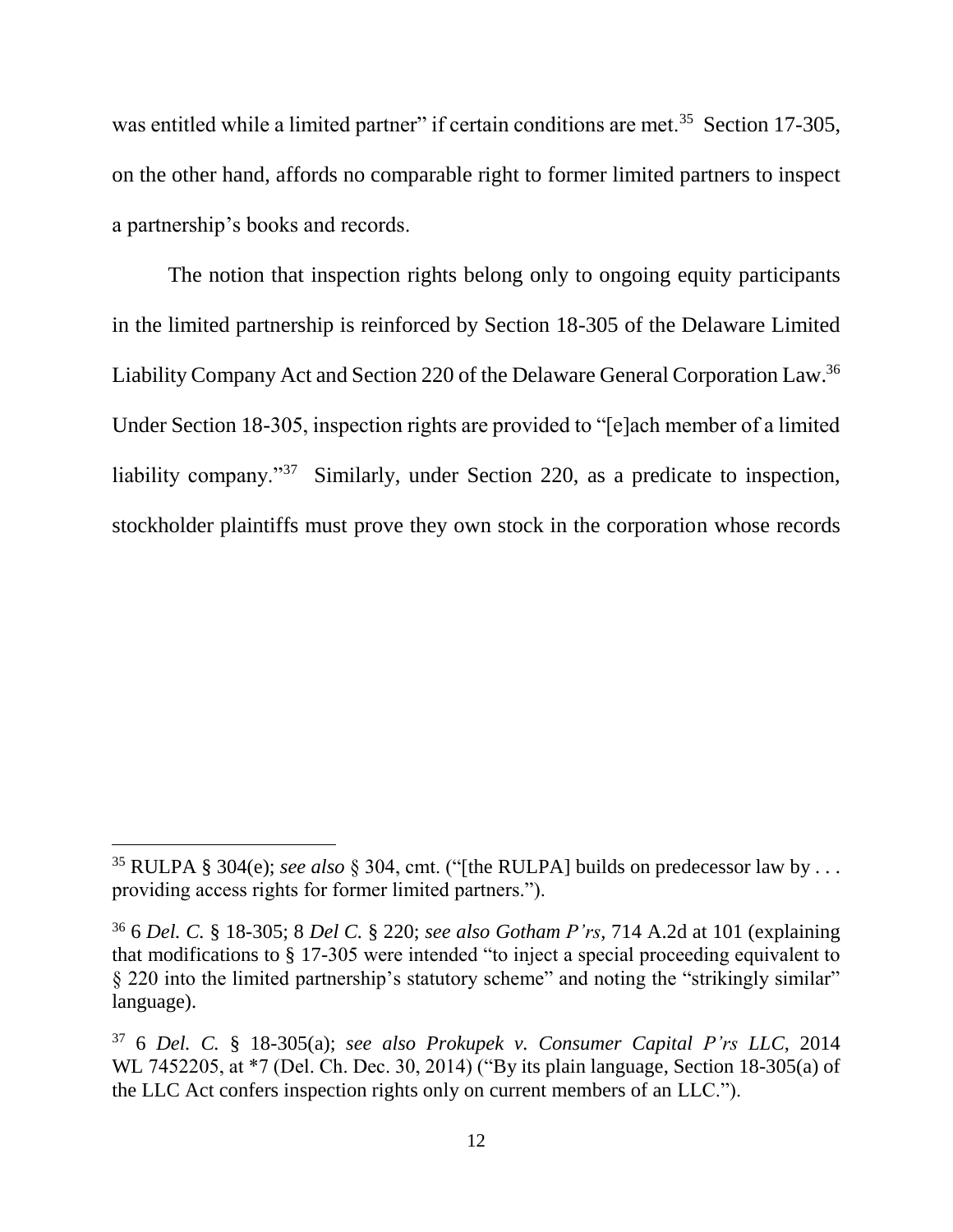was entitled while a limited partner" if certain conditions are met.[35] Section 17-305, on the other hand, affords no comparable right to former limited partners to inspect a partnership's books and records.

The notion that inspection rights belong only to ongoing equity participants in the limited partnership is reinforced by Section 18-305 of the Delaware Limited Liability Company Act and Section 220 of the Delaware General Corporation Law.[36] Under Section 18-305, inspection rights are provided to "[e]ach member of a limited liability company."[37] Similarly, under Section 220, as a predicate to inspection, stockholder plaintiffs must prove they own stock in the corporation whose records

---

[35] RULPA § 304(e); *see also* § 304, cmt. ("[the RULPA] builds on predecessor law by . . . providing access rights for former limited partners.").

[36] 6 *Del. C.* § 18-305; 8 *Del C.* § 220; *see also Gotham P'rs*, 714 A.2d at 101 (explaining that modifications to § 17-305 were intended "to inject a special proceeding equivalent to § 220 into the limited partnership's statutory scheme" and noting the "strikingly similar" language).

[37] 6 *Del. C.* § 18-305(a); *see also Prokupek v. Consumer Capital P'rs LLC*, 2014 WL 7452205, at *7 (Del. Ch. Dec. 30, 2014) ("By its plain language, Section 18-305(a) of the LLC Act confers inspection rights only on current members of an LLC.").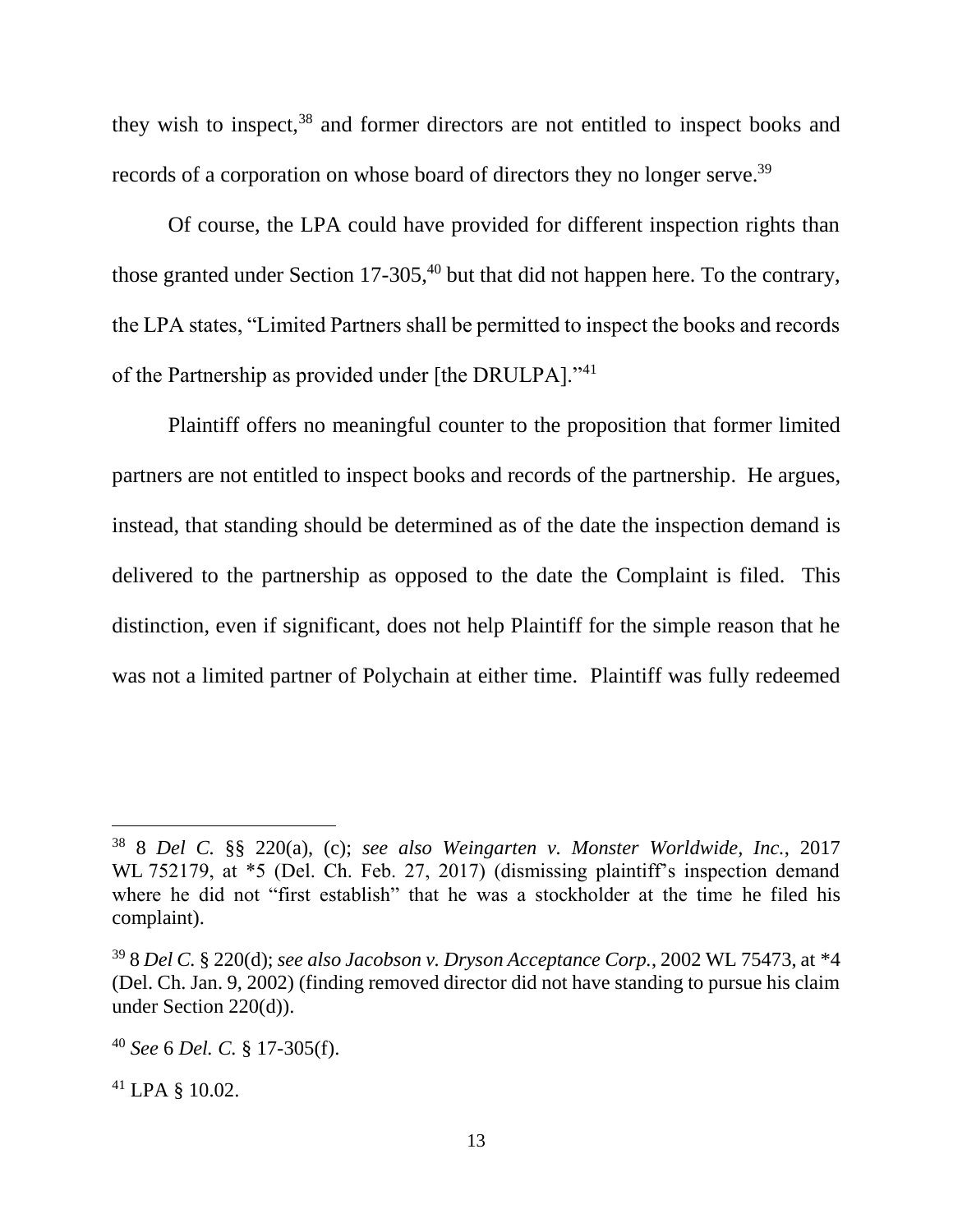they wish to inspect,[38] and former directors are not entitled to inspect books and records of a corporation on whose board of directors they no longer serve.[39]

Of course, the LPA could have provided for different inspection rights than those granted under Section 17-305,[40] but that did not happen here. To the contrary, the LPA states, "Limited Partners shall be permitted to inspect the books and records of the Partnership as provided under [the DRULPA]."[41]

Plaintiff offers no meaningful counter to the proposition that former limited partners are not entitled to inspect books and records of the partnership. He argues, instead, that standing should be determined as of the date the inspection demand is delivered to the partnership as opposed to the date the Complaint is filed. This distinction, even if significant, does not help Plaintiff for the simple reason that he was not a limited partner of Polychain at either time. Plaintiff was fully redeemed

---

[38] 8 *Del C.* §§ 220(a), (c); *see also Weingarten v. Monster Worldwide, Inc.*, 2017 WL 752179, at *5 (Del. Ch. Feb. 27, 2017) (dismissing plaintiff's inspection demand where he did not "first establish" that he was a stockholder at the time he filed his complaint).

[39] 8 *Del C.* § 220(d); *see also Jacobson v. Dryson Acceptance Corp.*, 2002 WL 75473, at *4 (Del. Ch. Jan. 9, 2002) (finding removed director did not have standing to pursue his claim under Section 220(d)).

[40] *See* 6 *Del. C.* § 17-305(f).

[41] LPA § 10.02.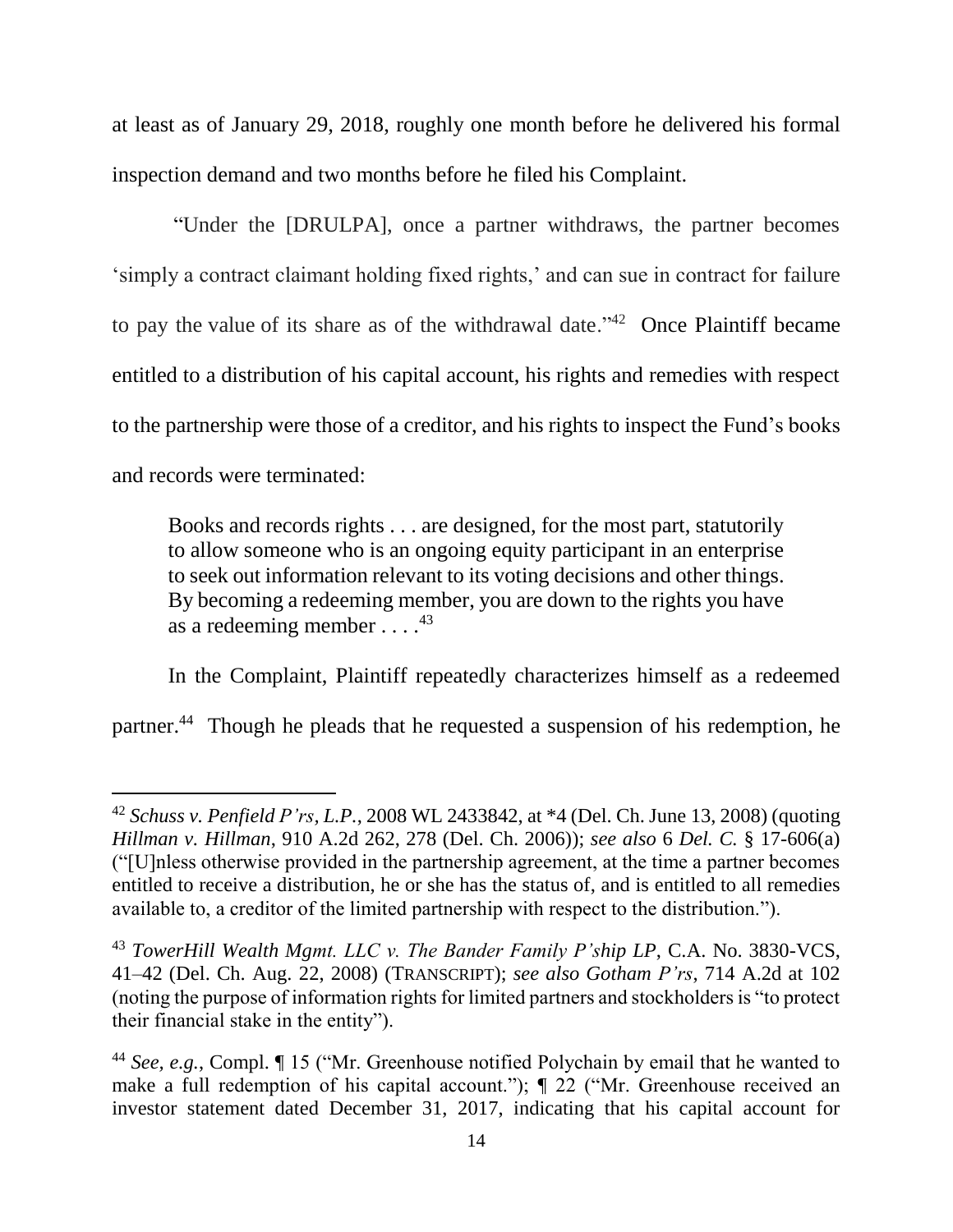at least as of January 29, 2018, roughly one month before he delivered his formal inspection demand and two months before he filed his Complaint.

"Under the [DRULPA], once a partner withdraws, the partner becomes 'simply a contract claimant holding fixed rights,' and can sue in contract for failure to pay the value of its share as of the withdrawal date."[42] Once Plaintiff became entitled to a distribution of his capital account, his rights and remedies with respect to the partnership were those of a creditor, and his rights to inspect the Fund's books and records were terminated:

> Books and records rights . . . are designed, for the most part, statutorily to allow someone who is an ongoing equity participant in an enterprise to seek out information relevant to its voting decisions and other things. By becoming a redeeming member, you are down to the rights you have as a redeeming member . . . .[43]

In the Complaint, Plaintiff repeatedly characterizes himself as a redeemed partner.[44] Though he pleads that he requested a suspension of his redemption, he

---

[42] *Schuss v. Penfield P'rs, L.P.*, 2008 WL 2433842, at *4 (Del. Ch. June 13, 2008) (quoting *Hillman v. Hillman*, 910 A.2d 262, 278 (Del. Ch. 2006)); *see also* 6 *Del. C.* § 17-606(a) ("[U]nless otherwise provided in the partnership agreement, at the time a partner becomes entitled to receive a distribution, he or she has the status of, and is entitled to all remedies available to, a creditor of the limited partnership with respect to the distribution.").

[43] *TowerHill Wealth Mgmt. LLC v. The Bander Family P'ship LP*, C.A. No. 3830-VCS, 41–42 (Del. Ch. Aug. 22, 2008) (TRANSCRIPT); *see also Gotham P'rs*, 714 A.2d at 102 (noting the purpose of information rights for limited partners and stockholders is "to protect their financial stake in the entity").

[44] *See, e.g.*, Compl. ¶ 15 ("Mr. Greenhouse notified Polychain by email that he wanted to make a full redemption of his capital account."); ¶ 22 ("Mr. Greenhouse received an investor statement dated December 31, 2017, indicating that his capital account for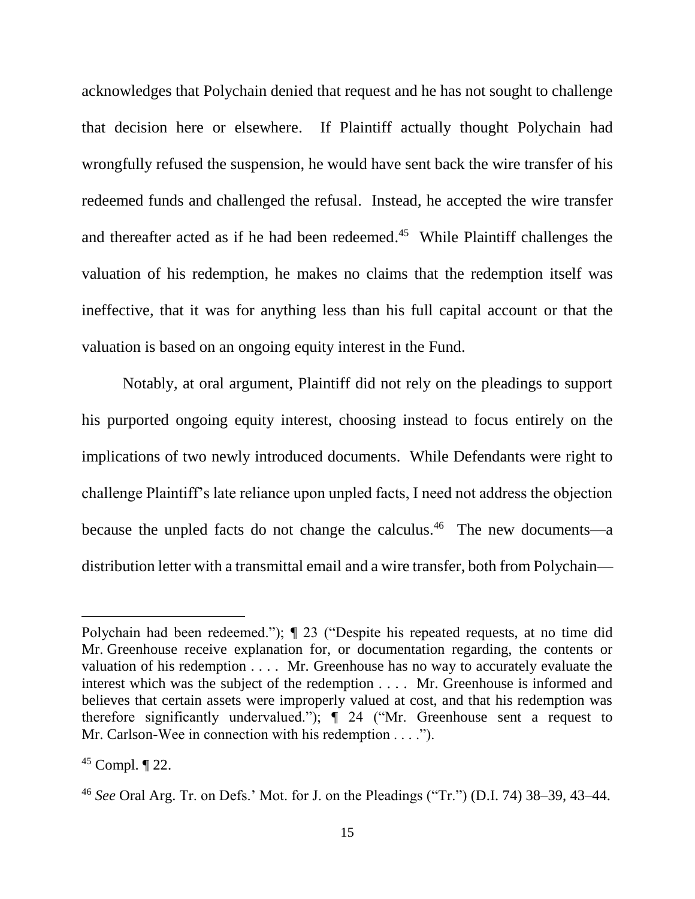acknowledges that Polychain denied that request and he has not sought to challenge that decision here or elsewhere. If Plaintiff actually thought Polychain had wrongfully refused the suspension, he would have sent back the wire transfer of his redeemed funds and challenged the refusal. Instead, he accepted the wire transfer and thereafter acted as if he had been redeemed.[45] While Plaintiff challenges the valuation of his redemption, he makes no claims that the redemption itself was ineffective, that it was for anything less than his full capital account or that the valuation is based on an ongoing equity interest in the Fund.

Notably, at oral argument, Plaintiff did not rely on the pleadings to support his purported ongoing equity interest, choosing instead to focus entirely on the implications of two newly introduced documents. While Defendants were right to challenge Plaintiff's late reliance upon unpled facts, I need not address the objection because the unpled facts do not change the calculus.[46] The new documents—a distribution letter with a transmittal email and a wire transfer, both from Polychain—

---

Polychain had been redeemed."); ¶ 23 ("Despite his repeated requests, at no time did Mr. Greenhouse receive explanation for, or documentation regarding, the contents or valuation of his redemption . . . . Mr. Greenhouse has no way to accurately evaluate the interest which was the subject of the redemption . . . . Mr. Greenhouse is informed and believes that certain assets were improperly valued at cost, and that his redemption was therefore significantly undervalued."); ¶ 24 ("Mr. Greenhouse sent a request to Mr. Carlson-Wee in connection with his redemption . . . .").

[45] Compl. ¶ 22.

[46] *See* Oral Arg. Tr. on Defs.' Mot. for J. on the Pleadings ("Tr.") (D.I. 74) 38–39, 43–44.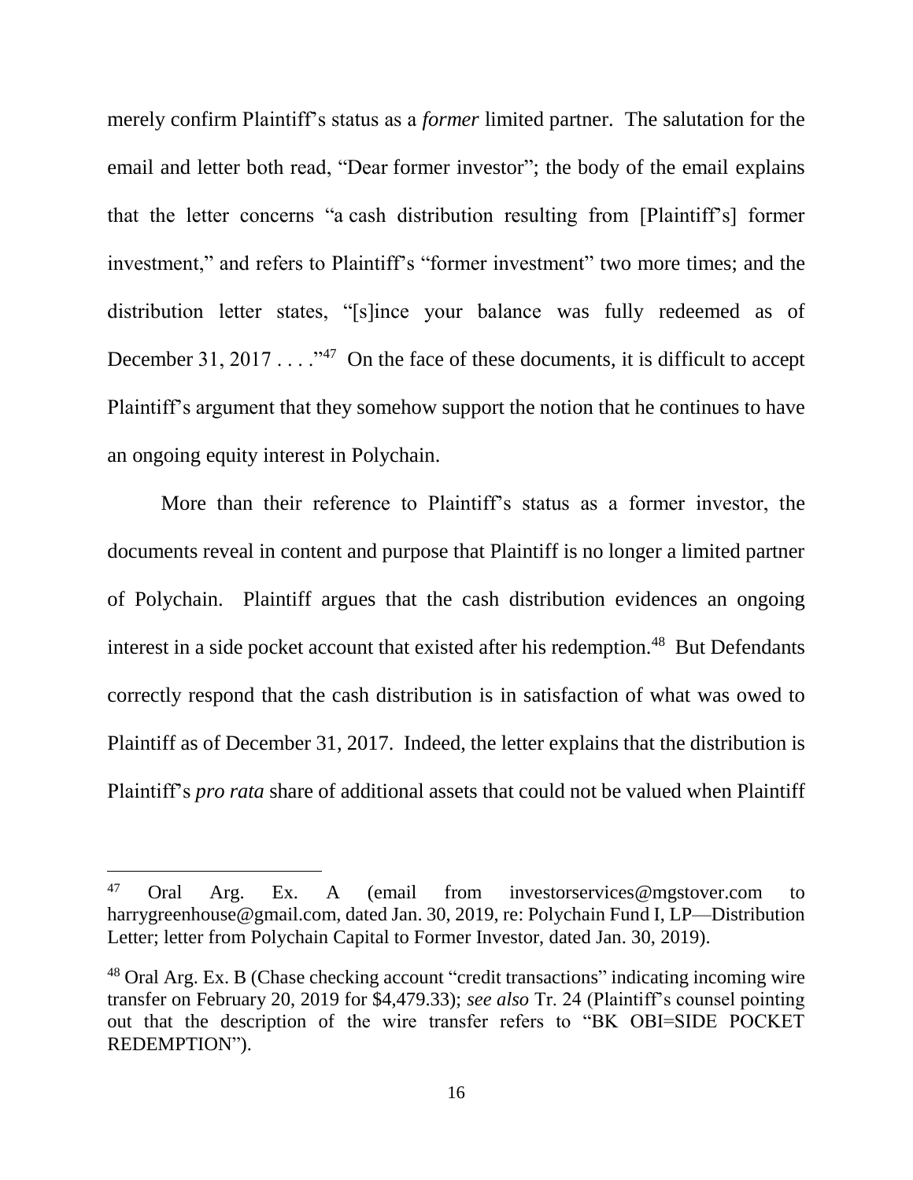merely confirm Plaintiff's status as a *former* limited partner. The salutation for the email and letter both read, "Dear former investor"; the body of the email explains that the letter concerns "a cash distribution resulting from [Plaintiff's] former investment," and refers to Plaintiff's "former investment" two more times; and the distribution letter states, "[s]ince your balance was fully redeemed as of December 31, 2017 . . . ."[47] On the face of these documents, it is difficult to accept Plaintiff's argument that they somehow support the notion that he continues to have an ongoing equity interest in Polychain.

More than their reference to Plaintiff's status as a former investor, the documents reveal in content and purpose that Plaintiff is no longer a limited partner of Polychain. Plaintiff argues that the cash distribution evidences an ongoing interest in a side pocket account that existed after his redemption.[48] But Defendants correctly respond that the cash distribution is in satisfaction of what was owed to Plaintiff as of December 31, 2017. Indeed, the letter explains that the distribution is Plaintiff's *pro rata* share of additional assets that could not be valued when Plaintiff

---

[47] Oral Arg. Ex. A (email from investorservices@mgstover.com to harrygreenhouse@gmail.com, dated Jan. 30, 2019, re: Polychain Fund I, LP—Distribution Letter; letter from Polychain Capital to Former Investor, dated Jan. 30, 2019).

[48] Oral Arg. Ex. B (Chase checking account "credit transactions" indicating incoming wire transfer on February 20, 2019 for $4,479.33); *see also* Tr. 24 (Plaintiff's counsel pointing out that the description of the wire transfer refers to "BK OBI=SIDE POCKET REDEMPTION").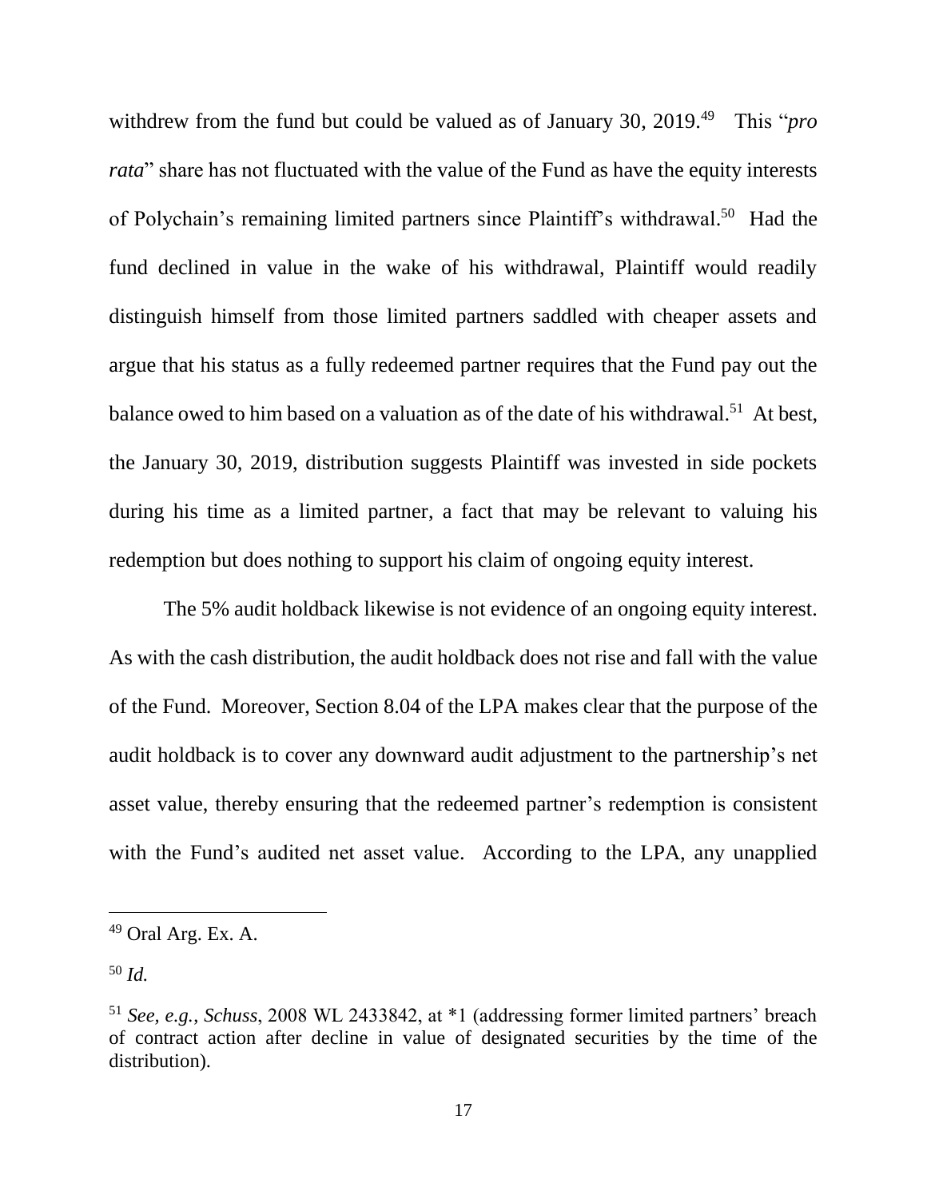withdrew from the fund but could be valued as of January 30, 2019.[49] This "*pro rata*" share has not fluctuated with the value of the Fund as have the equity interests of Polychain's remaining limited partners since Plaintiff's withdrawal.[50] Had the fund declined in value in the wake of his withdrawal, Plaintiff would readily distinguish himself from those limited partners saddled with cheaper assets and argue that his status as a fully redeemed partner requires that the Fund pay out the balance owed to him based on a valuation as of the date of his withdrawal.[51] At best, the January 30, 2019, distribution suggests Plaintiff was invested in side pockets during his time as a limited partner, a fact that may be relevant to valuing his redemption but does nothing to support his claim of ongoing equity interest.

The 5% audit holdback likewise is not evidence of an ongoing equity interest. As with the cash distribution, the audit holdback does not rise and fall with the value of the Fund. Moreover, Section 8.04 of the LPA makes clear that the purpose of the audit holdback is to cover any downward audit adjustment to the partnership's net asset value, thereby ensuring that the redeemed partner's redemption is consistent with the Fund's audited net asset value. According to the LPA, any unapplied

---

[49] Oral Arg. Ex. A.

[50] *Id.*

[51] *See, e.g.*, *Schuss*, 2008 WL 2433842, at *1 (addressing former limited partners' breach of contract action after decline in value of designated securities by the time of the distribution).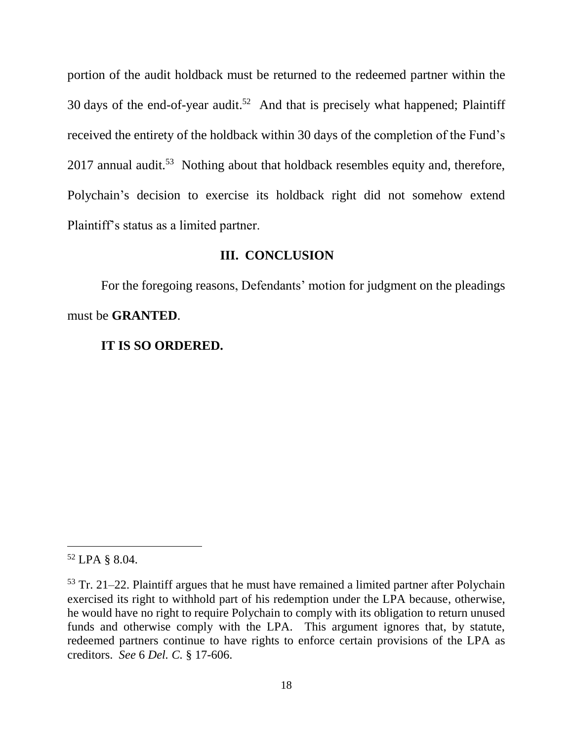portion of the audit holdback must be returned to the redeemed partner within the 30 days of the end-of-year audit.[52] And that is precisely what happened; Plaintiff received the entirety of the holdback within 30 days of the completion of the Fund's 2017 annual audit.[53] Nothing about that holdback resembles equity and, therefore, Polychain's decision to exercise its holdback right did not somehow extend Plaintiff's status as a limited partner.

## III. CONCLUSION

For the foregoing reasons, Defendants' motion for judgment on the pleadings must be **GRANTED**.

**IT IS SO ORDERED.**

---

[52] LPA § 8.04.

[53] Tr. 21–22. Plaintiff argues that he must have remained a limited partner after Polychain exercised its right to withhold part of his redemption under the LPA because, otherwise, he would have no right to require Polychain to comply with its obligation to return unused funds and otherwise comply with the LPA. This argument ignores that, by statute, redeemed partners continue to have rights to enforce certain provisions of the LPA as creditors. *See* 6 *Del. C.* § 17-606.